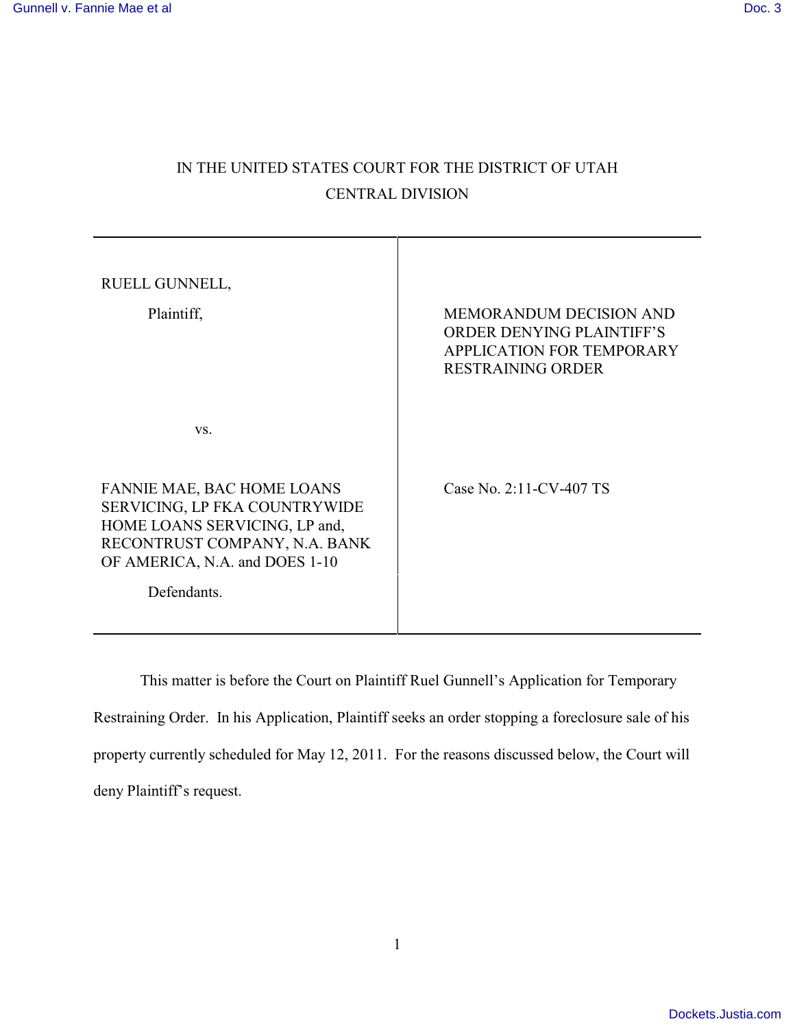IN THE UNITED STATES COURT FOR THE DISTRICT OF UTAH

CENTRAL DIVISION

| | |
|---|---|
| RUELL GUNNELL,<br><br>Plaintiff,<br><br><br>vs.<br><br><br>FANNIE MAE, BAC HOME LOANS SERVICING, LP FKA COUNTRYWIDE HOME LOANS SERVICING, LP and, RECONTRUST COMPANY, N.A. BANK OF AMERICA, N.A. and DOES 1-10<br><br>Defendants. | MEMORANDUM DECISION AND ORDER DENYING PLAINTIFF'S APPLICATION FOR TEMPORARY RESTRAINING ORDER<br><br><br>Case No. 2:11-CV-407 TS |

This matter is before the Court on Plaintiff Ruel Gunnell's Application for Temporary Restraining Order. In his Application, Plaintiff seeks an order stopping a foreclosure sale of his property currently scheduled for May 12, 2011. For the reasons discussed below, the Court will deny Plaintiff's request.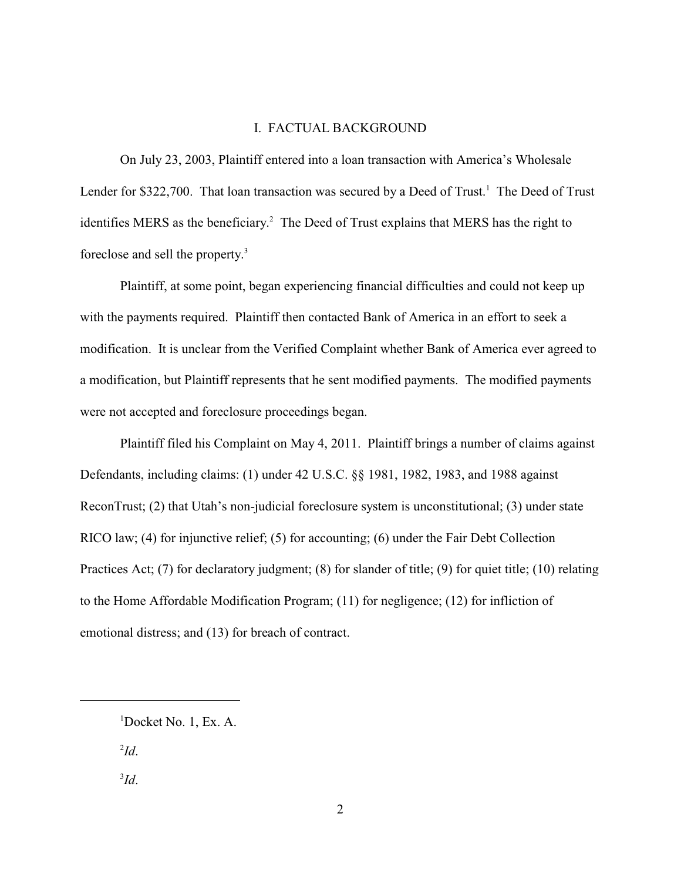## I. FACTUAL BACKGROUND

On July 23, 2003, Plaintiff entered into a loan transaction with America's Wholesale Lender for $322,700. That loan transaction was secured by a Deed of Trust.[1] The Deed of Trust identifies MERS as the beneficiary.[2] The Deed of Trust explains that MERS has the right to foreclose and sell the property.[3]

Plaintiff, at some point, began experiencing financial difficulties and could not keep up with the payments required. Plaintiff then contacted Bank of America in an effort to seek a modification. It is unclear from the Verified Complaint whether Bank of America ever agreed to a modification, but Plaintiff represents that he sent modified payments. The modified payments were not accepted and foreclosure proceedings began.

Plaintiff filed his Complaint on May 4, 2011. Plaintiff brings a number of claims against Defendants, including claims: (1) under 42 U.S.C. §§ 1981, 1982, 1983, and 1988 against ReconTrust; (2) that Utah's non-judicial foreclosure system is unconstitutional; (3) under state RICO law; (4) for injunctive relief; (5) for accounting; (6) under the Fair Debt Collection Practices Act; (7) for declaratory judgment; (8) for slander of title; (9) for quiet title; (10) relating to the Home Affordable Modification Program; (11) for negligence; (12) for infliction of emotional distress; and (13) for breach of contract.

---

[1] Docket No. 1, Ex. A.

[2] *Id*.

[3] *Id*.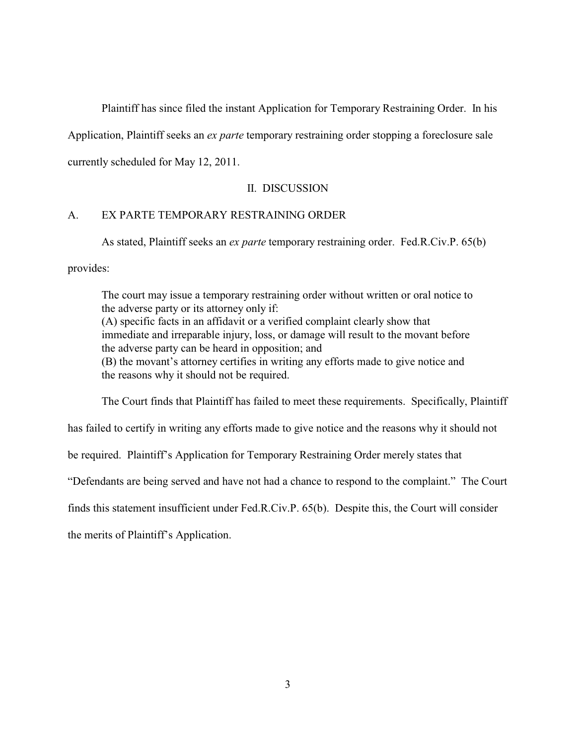Plaintiff has since filed the instant Application for Temporary Restraining Order. In his Application, Plaintiff seeks an *ex parte* temporary restraining order stopping a foreclosure sale currently scheduled for May 12, 2011.

## II. DISCUSSION

### A. EX PARTE TEMPORARY RESTRAINING ORDER

As stated, Plaintiff seeks an *ex parte* temporary restraining order. Fed.R.Civ.P. 65(b) provides:

> The court may issue a temporary restraining order without written or oral notice to the adverse party or its attorney only if:
> (A) specific facts in an affidavit or a verified complaint clearly show that immediate and irreparable injury, loss, or damage will result to the movant before the adverse party can be heard in opposition; and
> (B) the movant's attorney certifies in writing any efforts made to give notice and the reasons why it should not be required.

The Court finds that Plaintiff has failed to meet these requirements. Specifically, Plaintiff has failed to certify in writing any efforts made to give notice and the reasons why it should not be required. Plaintiff's Application for Temporary Restraining Order merely states that "Defendants are being served and have not had a chance to respond to the complaint." The Court finds this statement insufficient under Fed.R.Civ.P. 65(b). Despite this, the Court will consider the merits of Plaintiff's Application.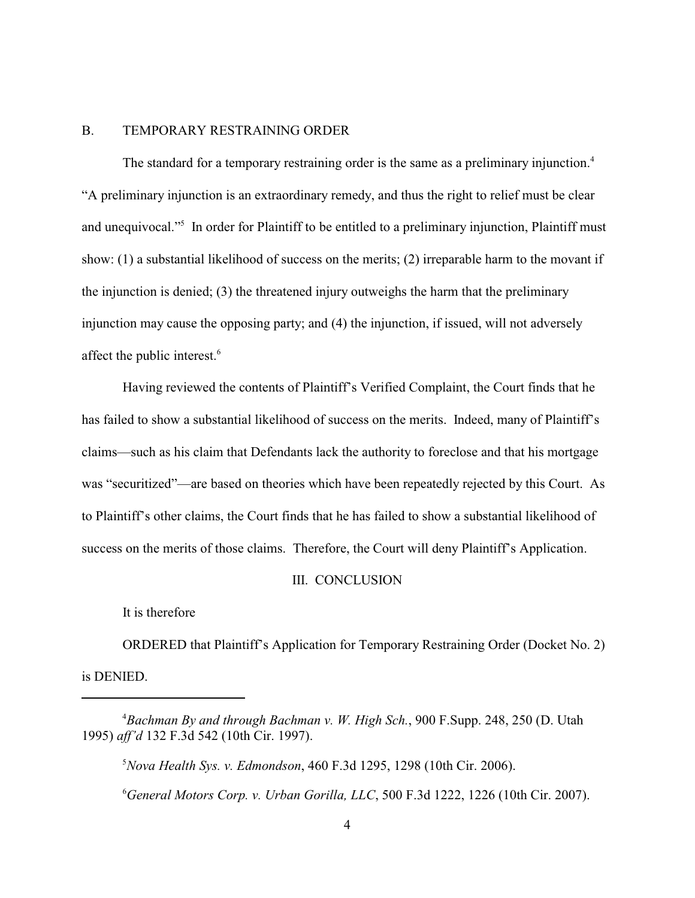## B. TEMPORARY RESTRAINING ORDER

The standard for a temporary restraining order is the same as a preliminary injunction.[4] "A preliminary injunction is an extraordinary remedy, and thus the right to relief must be clear and unequivocal."[5] In order for Plaintiff to be entitled to a preliminary injunction, Plaintiff must show: (1) a substantial likelihood of success on the merits; (2) irreparable harm to the movant if the injunction is denied; (3) the threatened injury outweighs the harm that the preliminary injunction may cause the opposing party; and (4) the injunction, if issued, will not adversely affect the public interest.[6]

Having reviewed the contents of Plaintiff's Verified Complaint, the Court finds that he has failed to show a substantial likelihood of success on the merits. Indeed, many of Plaintiff's claims—such as his claim that Defendants lack the authority to foreclose and that his mortgage was "securitized"—are based on theories which have been repeatedly rejected by this Court. As to Plaintiff's other claims, the Court finds that he has failed to show a substantial likelihood of success on the merits of those claims. Therefore, the Court will deny Plaintiff's Application.

## III. CONCLUSION

It is therefore

ORDERED that Plaintiff's Application for Temporary Restraining Order (Docket No. 2) is DENIED.

---

[4] *Bachman By and through Bachman v. W. High Sch.*, 900 F.Supp. 248, 250 (D. Utah 1995) *aff'd* 132 F.3d 542 (10th Cir. 1997).

[5] *Nova Health Sys. v. Edmondson*, 460 F.3d 1295, 1298 (10th Cir. 2006).

[6] *General Motors Corp. v. Urban Gorilla, LLC*, 500 F.3d 1222, 1226 (10th Cir. 2007).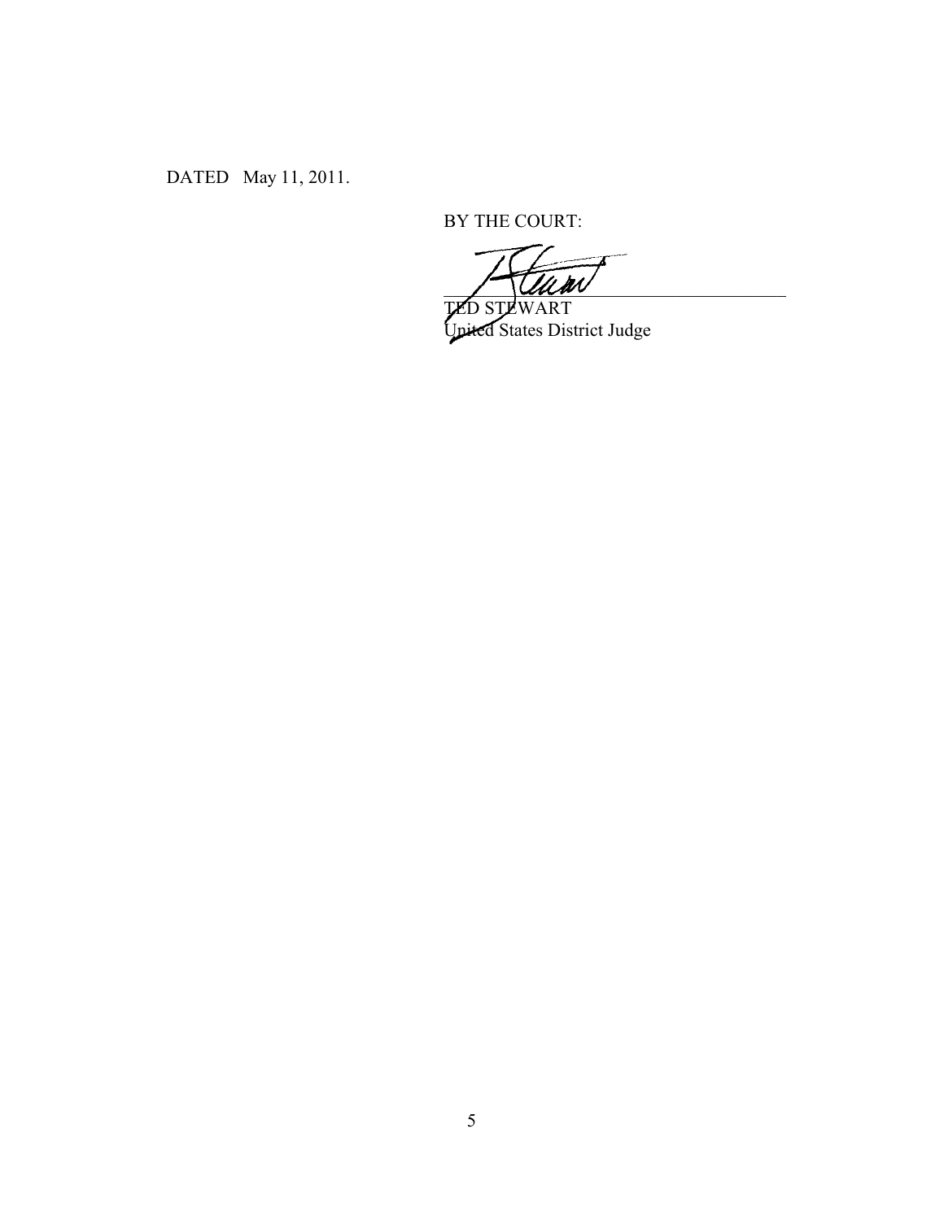DATED May 11, 2011.

BY THE COURT:

______________________________
TED STEWART
United States District Judge